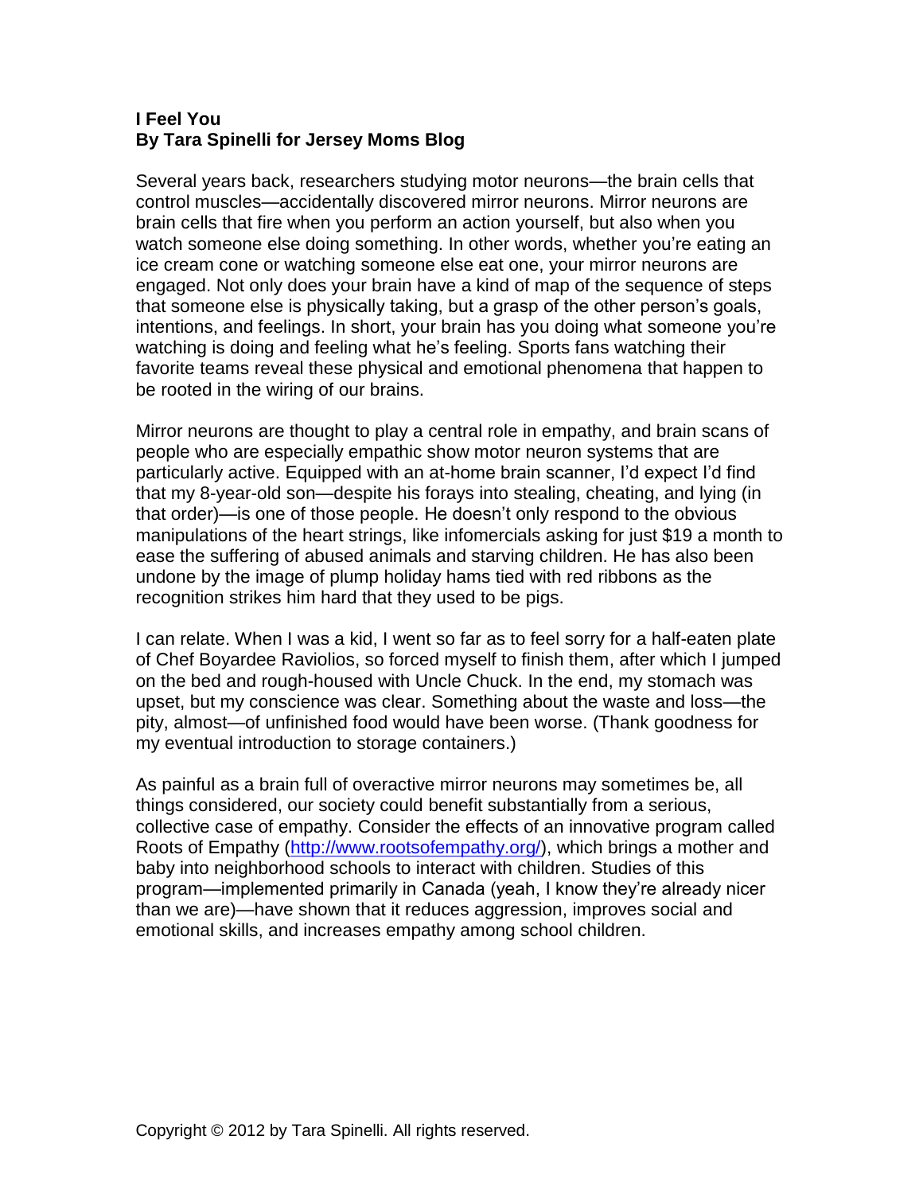**I Feel You**
**By Tara Spinelli for Jersey Moms Blog**

Several years back, researchers studying motor neurons—the brain cells that control muscles—accidentally discovered mirror neurons. Mirror neurons are brain cells that fire when you perform an action yourself, but also when you watch someone else doing something. In other words, whether you're eating an ice cream cone or watching someone else eat one, your mirror neurons are engaged. Not only does your brain have a kind of map of the sequence of steps that someone else is physically taking, but a grasp of the other person's goals, intentions, and feelings. In short, your brain has you doing what someone you're watching is doing and feeling what he's feeling. Sports fans watching their favorite teams reveal these physical and emotional phenomena that happen to be rooted in the wiring of our brains.

Mirror neurons are thought to play a central role in empathy, and brain scans of people who are especially empathic show motor neuron systems that are particularly active. Equipped with an at-home brain scanner, I'd expect I'd find that my 8-year-old son—despite his forays into stealing, cheating, and lying (in that order)—is one of those people. He doesn't only respond to the obvious manipulations of the heart strings, like infomercials asking for just $19 a month to ease the suffering of abused animals and starving children. He has also been undone by the image of plump holiday hams tied with red ribbons as the recognition strikes him hard that they used to be pigs.

I can relate. When I was a kid, I went so far as to feel sorry for a half-eaten plate of Chef Boyardee Raviolios, so forced myself to finish them, after which I jumped on the bed and rough-housed with Uncle Chuck. In the end, my stomach was upset, but my conscience was clear. Something about the waste and loss—the pity, almost—of unfinished food would have been worse. (Thank goodness for my eventual introduction to storage containers.)

As painful as a brain full of overactive mirror neurons may sometimes be, all things considered, our society could benefit substantially from a serious, collective case of empathy. Consider the effects of an innovative program called Roots of Empathy (http://www.rootsofempathy.org/), which brings a mother and baby into neighborhood schools to interact with children. Studies of this program—implemented primarily in Canada (yeah, I know they're already nicer than we are)—have shown that it reduces aggression, improves social and emotional skills, and increases empathy among school children.

Copyright © 2012 by Tara Spinelli. All rights reserved.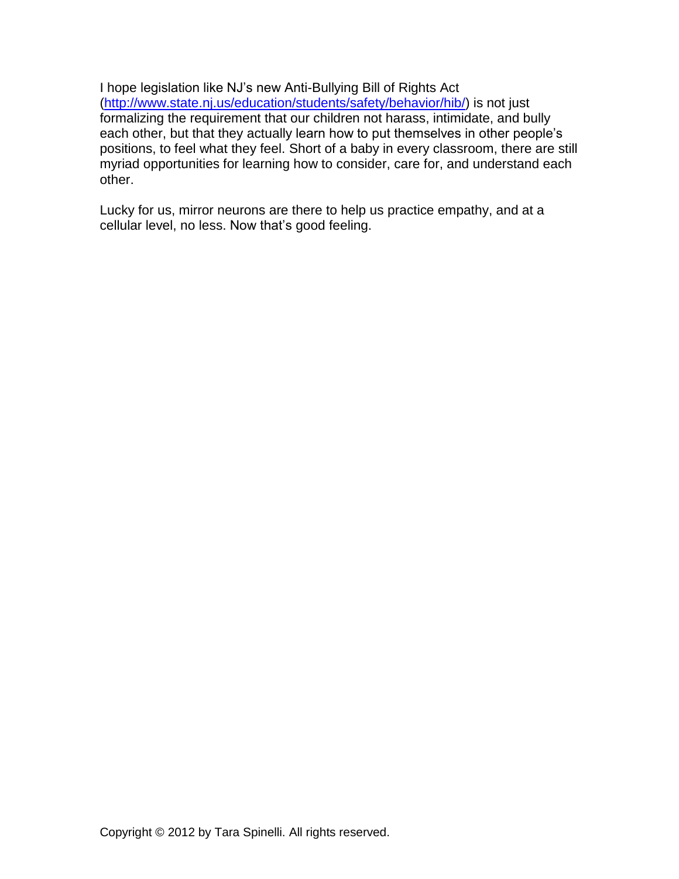I hope legislation like NJ's new Anti-Bullying Bill of Rights Act ([http://www.state.nj.us/education/students/safety/behavior/hib/](http://www.state.nj.us/education/students/safety/behavior/hib/)) is not just formalizing the requirement that our children not harass, intimidate, and bully each other, but that they actually learn how to put themselves in other people's positions, to feel what they feel. Short of a baby in every classroom, there are still myriad opportunities for learning how to consider, care for, and understand each other.

Lucky for us, mirror neurons are there to help us practice empathy, and at a cellular level, no less. Now that's good feeling.

Copyright © 2012 by Tara Spinelli. All rights reserved.